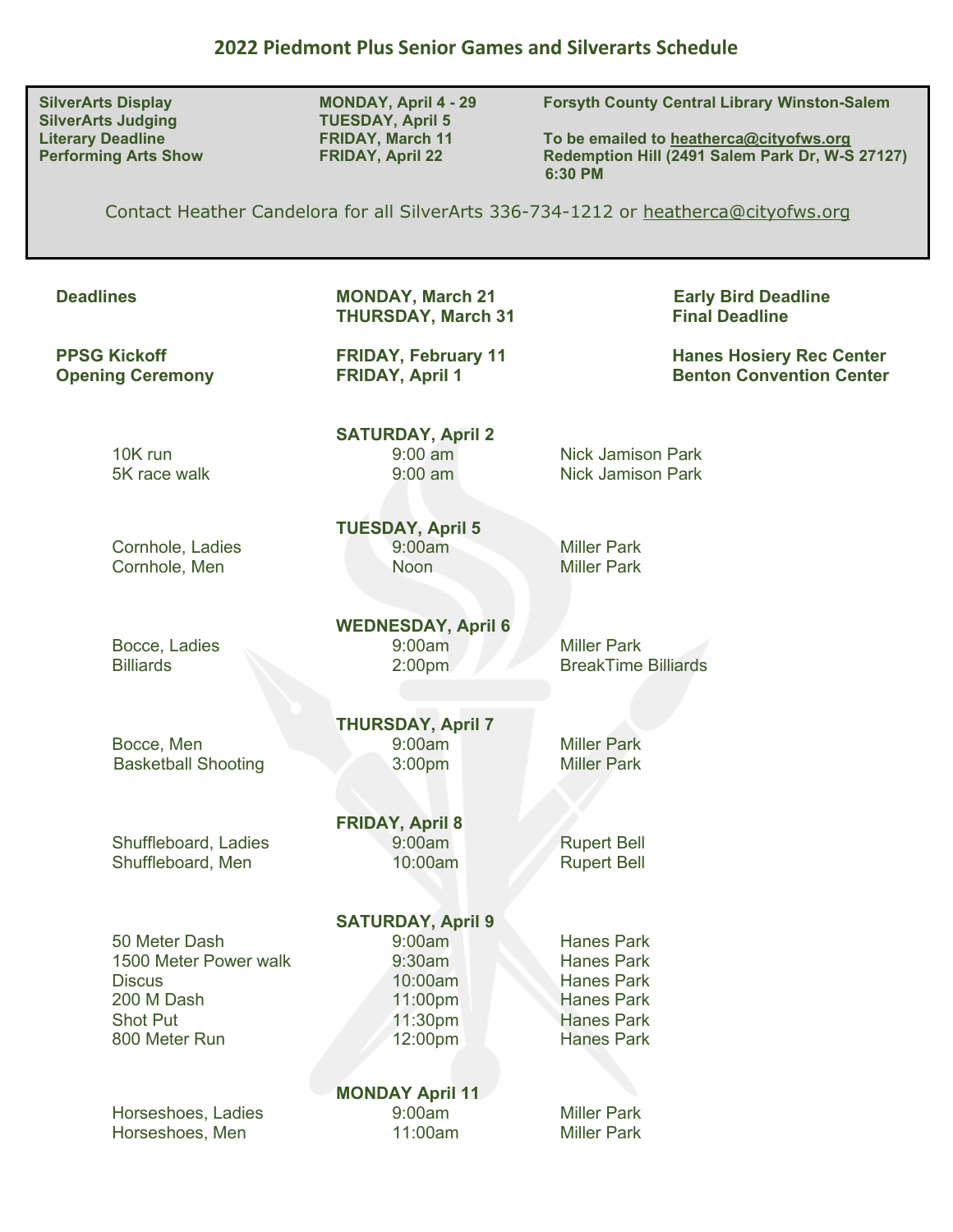# 2022 Piedmont Plus Senior Games and Silverarts Schedule

| | | |
|---|---|---|
| **SilverArts Display** | **MONDAY, April 4 - 29** | **Forsyth County Central Library Winston-Salem** |
| **SilverArts Judging** | **TUESDAY, April 5** | |
| **Literary Deadline** | **FRIDAY, March 11** | **To be emailed to heatherca@cityofws.org** |
| **Performing Arts Show** | **FRIDAY, April 22** | **Redemption Hill (2491 Salem Park Dr, W-S 27127) 6:30 PM** |

Contact Heather Candelora for all SilverArts 336-734-1212 or heatherca@cityofws.org

| | | |
|---|---|---|
| **Deadlines** | **MONDAY, March 21** | **Early Bird Deadline** |
| | **THURSDAY, March 31** | **Final Deadline** |
| **PPSG Kickoff** | **FRIDAY, February 11** | **Hanes Hosiery Rec Center** |
| **Opening Ceremony** | **FRIDAY, April 1** | **Benton Convention Center** |

**SATURDAY, April 2**

| | | |
|---|---|---|
| 10K run | 9:00 am | Nick Jamison Park |
| 5K race walk | 9:00 am | Nick Jamison Park |

**TUESDAY, April 5**

| | | |
|---|---|---|
| Cornhole, Ladies | 9:00am | Miller Park |
| Cornhole, Men | Noon | Miller Park |

**WEDNESDAY, April 6**

| | | |
|---|---|---|
| Bocce, Ladies | 9:00am | Miller Park |
| Billiards | 2:00pm | BreakTime Billiards |

**THURSDAY, April 7**

| | | |
|---|---|---|
| Bocce, Men | 9:00am | Miller Park |
| Basketball Shooting | 3:00pm | Miller Park |

**FRIDAY, April 8**

| | | |
|---|---|---|
| Shuffleboard, Ladies | 9:00am | Rupert Bell |
| Shuffleboard, Men | 10:00am | Rupert Bell |

**SATURDAY, April 9**

| | | |
|---|---|---|
| 50 Meter Dash | 9:00am | Hanes Park |
| 1500 Meter Power walk | 9:30am | Hanes Park |
| Discus | 10:00am | Hanes Park |
| 200 M Dash | 11:00pm | Hanes Park |
| Shot Put | 11:30pm | Hanes Park |
| 800 Meter Run | 12:00pm | Hanes Park |

**MONDAY April 11**

| | | |
|---|---|---|
| Horseshoes, Ladies | 9:00am | Miller Park |
| Horseshoes, Men | 11:00am | Miller Park |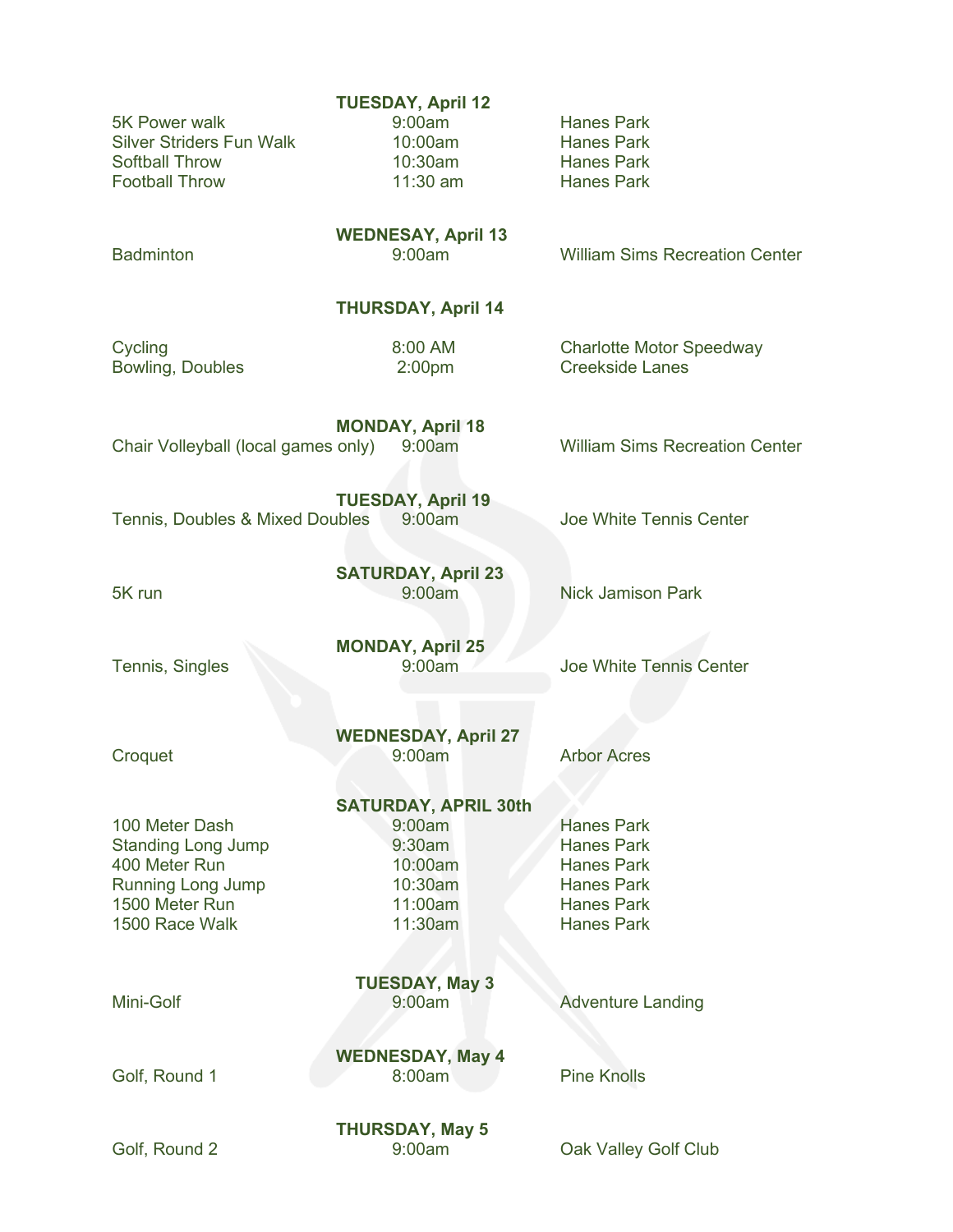**TUESDAY, April 12**

| | | |
|---|---|---|
| 5K Power walk | 9:00am | Hanes Park |
| Silver Striders Fun Walk | 10:00am | Hanes Park |
| Softball Throw | 10:30am | Hanes Park |
| Football Throw | 11:30 am | Hanes Park |

**WEDNESAY, April 13**

| | | |
|---|---|---|
| Badminton | 9:00am | William Sims Recreation Center |

**THURSDAY, April 14**

| | | |
|---|---|---|
| Cycling | 8:00 AM | Charlotte Motor Speedway |
| Bowling, Doubles | 2:00pm | Creekside Lanes |

**MONDAY, April 18**

| | | |
|---|---|---|
| Chair Volleyball (local games only) | 9:00am | William Sims Recreation Center |

**TUESDAY, April 19**

| | | |
|---|---|---|
| Tennis, Doubles & Mixed Doubles | 9:00am | Joe White Tennis Center |

**SATURDAY, April 23**

| | | |
|---|---|---|
| 5K run | 9:00am | Nick Jamison Park |

**MONDAY, April 25**

| | | |
|---|---|---|
| Tennis, Singles | 9:00am | Joe White Tennis Center |

**WEDNESDAY, April 27**

| | | |
|---|---|---|
| Croquet | 9:00am | Arbor Acres |

**SATURDAY, APRIL 30th**

| | | |
|---|---|---|
| 100 Meter Dash | 9:00am | Hanes Park |
| Standing Long Jump | 9:30am | Hanes Park |
| 400 Meter Run | 10:00am | Hanes Park |
| Running Long Jump | 10:30am | Hanes Park |
| 1500 Meter Run | 11:00am | Hanes Park |
| 1500 Race Walk | 11:30am | Hanes Park |

**TUESDAY, May 3**

| | | |
|---|---|---|
| Mini-Golf | 9:00am | Adventure Landing |

**WEDNESDAY, May 4**

| | | |
|---|---|---|
| Golf, Round 1 | 8:00am | Pine Knolls |

**THURSDAY, May 5**

| | | |
|---|---|---|
| Golf, Round 2 | 9:00am | Oak Valley Golf Club |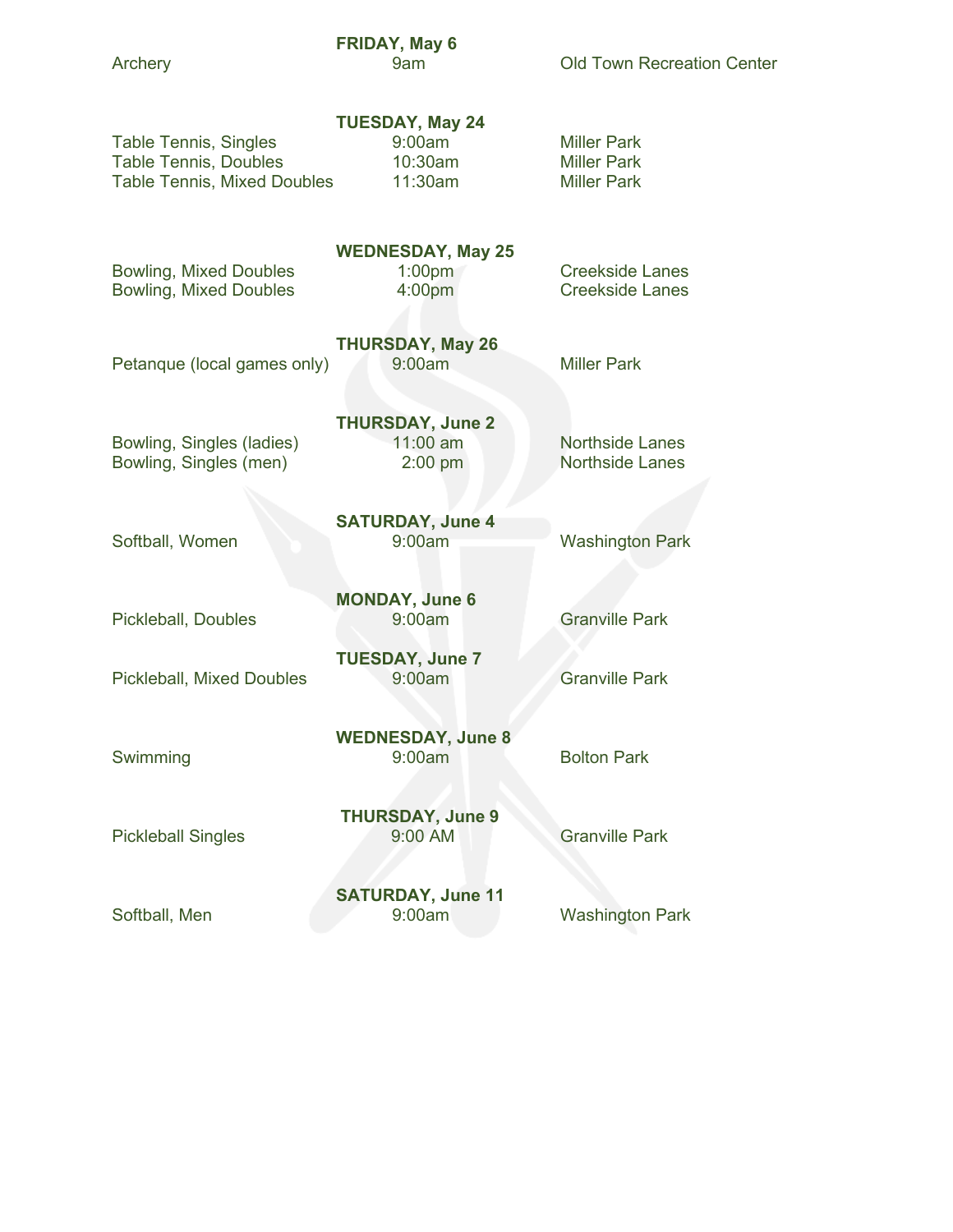**FRIDAY, May 6**

| | | |
|---|---|---|
| Archery | 9am | Old Town Recreation Center |

**TUESDAY, May 24**

| | | |
|---|---|---|
| Table Tennis, Singles | 9:00am | Miller Park |
| Table Tennis, Doubles | 10:30am | Miller Park |
| Table Tennis, Mixed Doubles | 11:30am | Miller Park |

**WEDNESDAY, May 25**

| | | |
|---|---|---|
| Bowling, Mixed Doubles | 1:00pm | Creekside Lanes |
| Bowling, Mixed Doubles | 4:00pm | Creekside Lanes |

**THURSDAY, May 26**

| | | |
|---|---|---|
| Petanque (local games only) | 9:00am | Miller Park |

**THURSDAY, June 2**

| | | |
|---|---|---|
| Bowling, Singles (ladies) | 11:00 am | Northside Lanes |
| Bowling, Singles (men) | 2:00 pm | Northside Lanes |

**SATURDAY, June 4**

| | | |
|---|---|---|
| Softball, Women | 9:00am | Washington Park |

**MONDAY, June 6**

| | | |
|---|---|---|
| Pickleball, Doubles | 9:00am | Granville Park |

**TUESDAY, June 7**

| | | |
|---|---|---|
| Pickleball, Mixed Doubles | 9:00am | Granville Park |

**WEDNESDAY, June 8**

| | | |
|---|---|---|
| Swimming | 9:00am | Bolton Park |

**THURSDAY, June 9**

| | | |
|---|---|---|
| Pickleball Singles | 9:00 AM | Granville Park |

**SATURDAY, June 11**

| | | |
|---|---|---|
| Softball, Men | 9:00am | Washington Park |